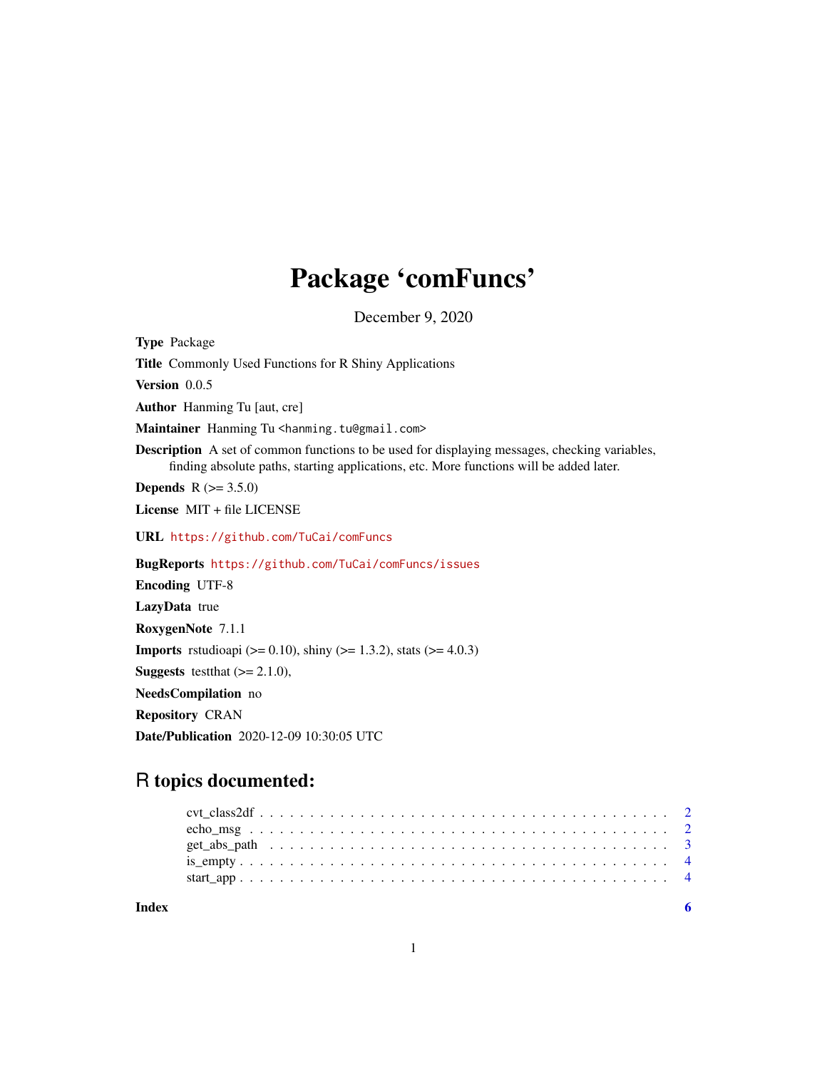# Package 'comFuncs'

December 9, 2020

**Type** Package

**Title** Commonly Used Functions for R Shiny Applications

**Version** 0.0.5

**Author** Hanming Tu [aut, cre]

**Maintainer** Hanming Tu <hanming.tu@gmail.com>

**Description** A set of common functions to be used for displaying messages, checking variables, finding absolute paths, starting applications, etc. More functions will be added later.

**Depends** R (>= 3.5.0)

**License** MIT + file LICENSE

**URL** https://github.com/TuCai/comFuncs

**BugReports** https://github.com/TuCai/comFuncs/issues

**Encoding** UTF-8

**LazyData** true

**RoxygenNote** 7.1.1

**Imports** rstudioapi (>= 0.10), shiny (>= 1.3.2), stats (>= 4.0.3)

**Suggests** testthat (>= 2.1.0),

**NeedsCompilation** no

**Repository** CRAN

**Date/Publication** 2020-12-09 10:30:05 UTC

## R topics documented:

- cvt_class2df . . . . . . . . . . . . . . . . . . . . . . . . . . . . . . . . . . . . . . . 2
- echo_msg . . . . . . . . . . . . . . . . . . . . . . . . . . . . . . . . . . . . . . . . 2
- get_abs_path . . . . . . . . . . . . . . . . . . . . . . . . . . . . . . . . . . . . . . 3
- is_empty . . . . . . . . . . . . . . . . . . . . . . . . . . . . . . . . . . . . . . . . 4
- start_app . . . . . . . . . . . . . . . . . . . . . . . . . . . . . . . . . . . . . . . . 4

**Index** 6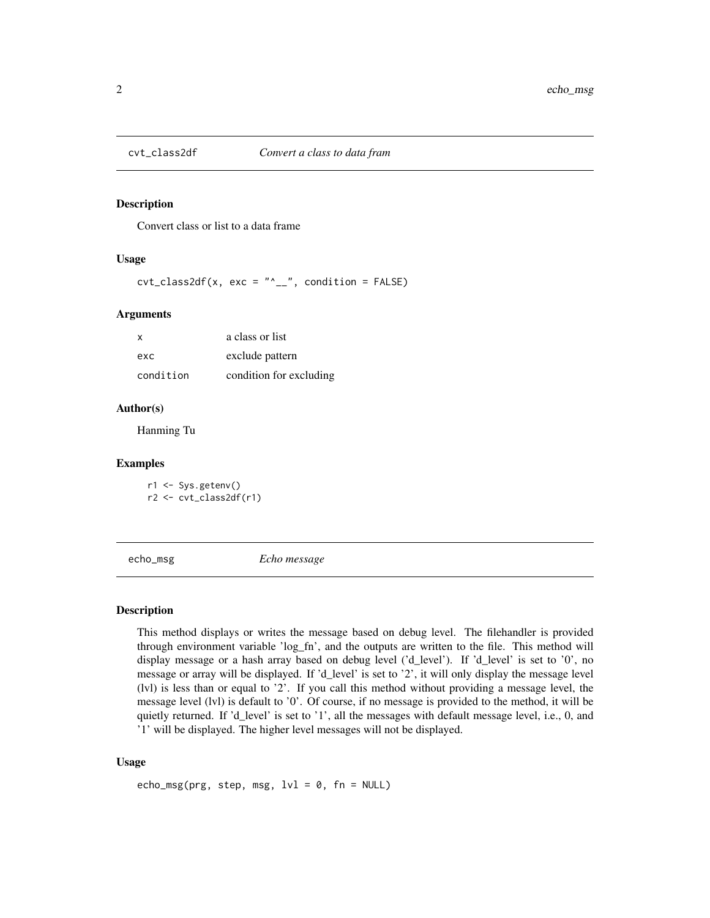## cvt_class2df — *Convert a class to data fram*

### Description

Convert class or list to a data frame

### Usage

```
cvt_class2df(x, exc = "^__", condition = FALSE)
```

### Arguments

| | |
|---|---|
| `x` | a class or list |
| `exc` | exclude pattern |
| `condition` | condition for excluding |

### Author(s)

Hanming Tu

### Examples

```
r1 <- Sys.getenv()
r2 <- cvt_class2df(r1)
```

## echo_msg — *Echo message*

### Description

This method displays or writes the message based on debug level. The filehandler is provided through environment variable 'log_fn', and the outputs are written to the file. This method will display message or a hash array based on debug level ('d_level'). If 'd_level' is set to '0', no message or array will be displayed. If 'd_level' is set to '2', it will only display the message level (lvl) is less than or equal to '2'. If you call this method without providing a message level, the message level (lvl) is default to '0'. Of course, if no message is provided to the method, it will be quietly returned. If 'd_level' is set to '1', all the messages with default message level, i.e., 0, and '1' will be displayed. The higher level messages will not be displayed.

### Usage

```
echo_msg(prg, step, msg, lvl = 0, fn = NULL)
```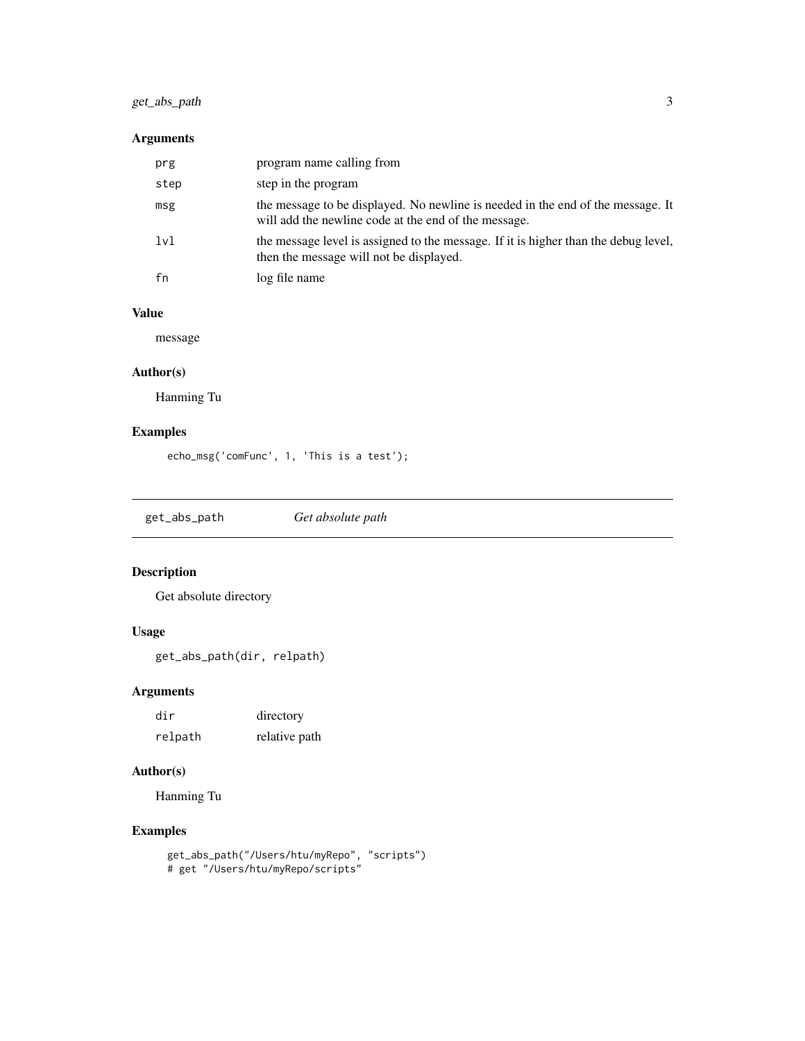### Arguments

| | |
|---|---|
| `prg` | program name calling from |
| `step` | step in the program |
| `msg` | the message to be displayed. No newline is needed in the end of the message. It will add the newline code at the end of the message. |
| `lvl` | the message level is assigned to the message. If it is higher than the debug level, then the message will not be displayed. |
| `fn` | log file name |

### Value

message

### Author(s)

Hanming Tu

### Examples

```
echo_msg('comFunc', 1, 'This is a test');
```

---

## `get_abs_path` *Get absolute path*

---

### Description

Get absolute directory

### Usage

```
get_abs_path(dir, relpath)
```

### Arguments

| | |
|---|---|
| `dir` | directory |
| `relpath` | relative path |

### Author(s)

Hanming Tu

### Examples

```
get_abs_path("/Users/htu/myRepo", "scripts")
# get "/Users/htu/myRepo/scripts"
```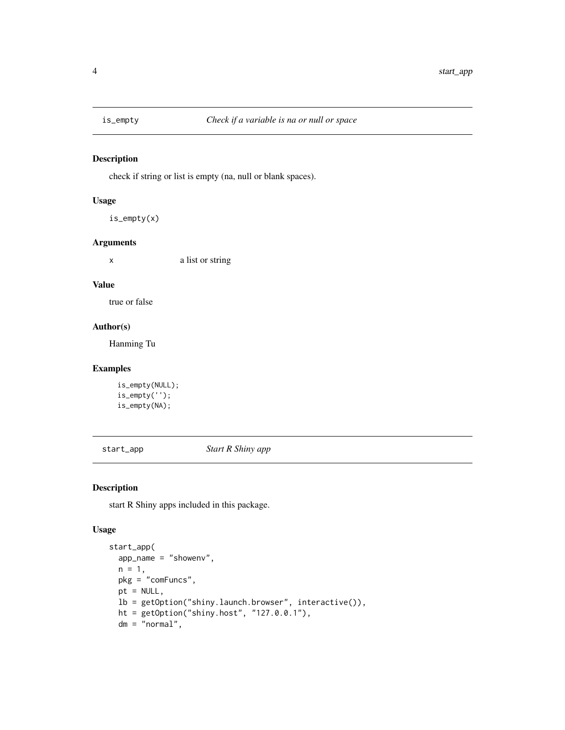## is_empty *Check if a variable is na or null or space*

### Description

check if string or list is empty (na, null or blank spaces).

### Usage

```
is_empty(x)
```

### Arguments

| | |
|---|---|
| x | a list or string |

### Value

true or false

### Author(s)

Hanming Tu

### Examples

```
is_empty(NULL);
is_empty('');
is_empty(NA);
```

## start_app *Start R Shiny app*

### Description

start R Shiny apps included in this package.

### Usage

```
start_app(
  app_name = "showenv",
  n = 1,
  pkg = "comFuncs",
  pt = NULL,
  lb = getOption("shiny.launch.browser", interactive()),
  ht = getOption("shiny.host", "127.0.0.1"),
  dm = "normal",
```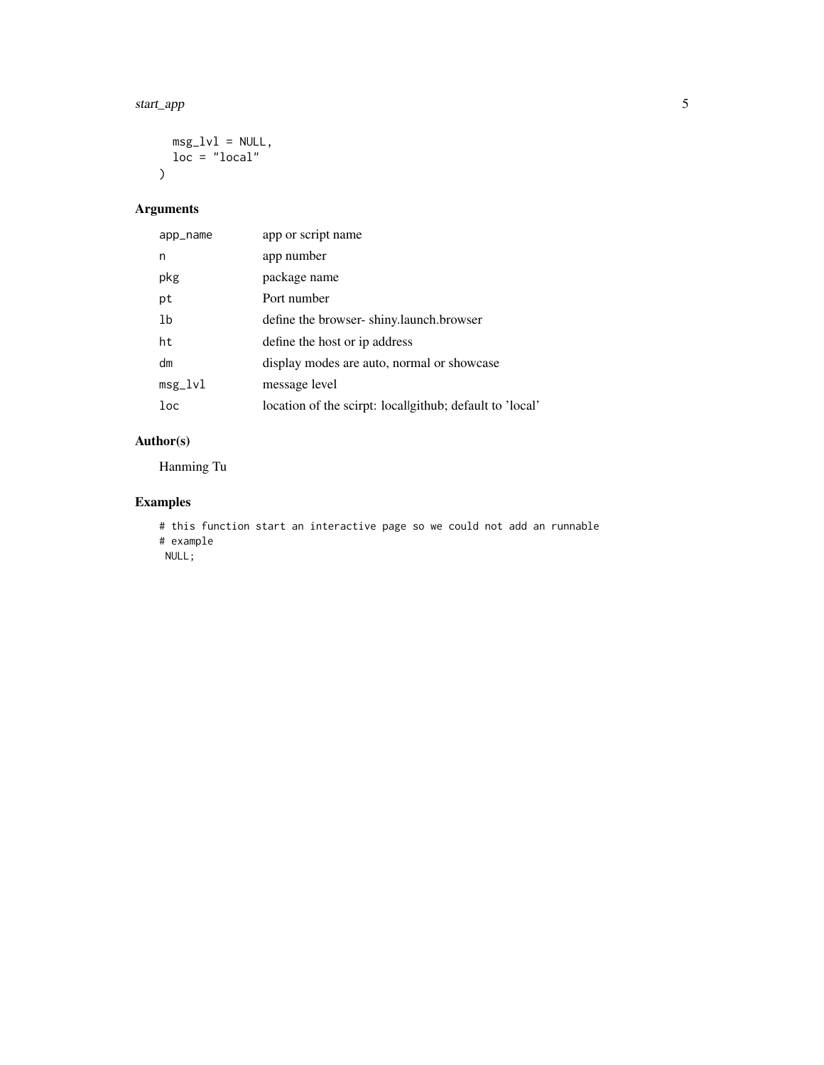```
  msg_lvl = NULL,
  loc = "local"
)
```

## Arguments

| | |
|---|---|
| app_name | app or script name |
| n | app number |
| pkg | package name |
| pt | Port number |
| lb | define the browser- shiny.launch.browser |
| ht | define the host or ip address |
| dm | display modes are auto, normal or showcase |
| msg_lvl | message level |
| loc | location of the scirpt: local\|github; default to 'local' |

## Author(s)

Hanming Tu

## Examples

```
# this function start an interactive page so we could not add an runnable
# example
 NULL;
```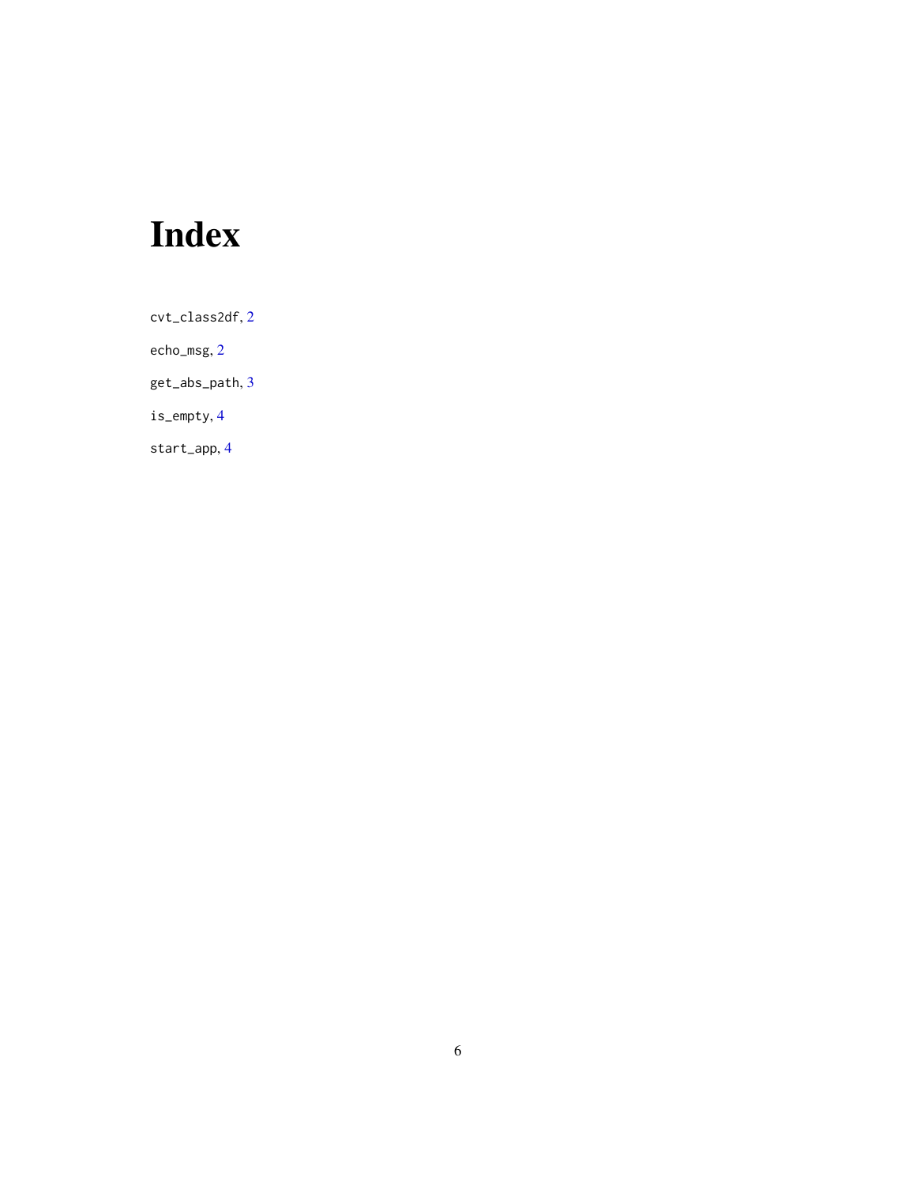# Index

cvt_class2df, 2

echo_msg, 2

get_abs_path, 3

is_empty, 4

start_app, 4